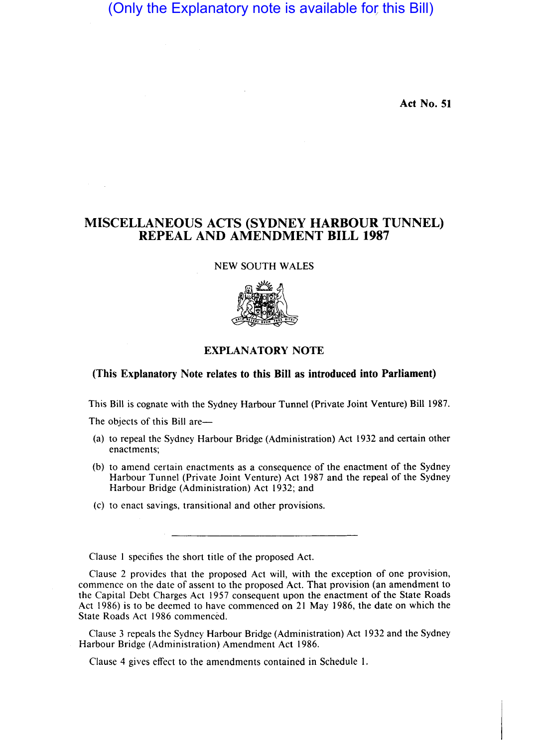(Only the Explanatory note is available for this Bill)

Act No. 51

# MISCELLANEOUS ACTS (SYDNEY HARBOUR TUNNEL) REPEAL AND AMENDMENT BILL 1987

NEW SOUTH WALES

## EXPLANATORY NOTE

**(This Explanatory Note relates to this Bill as introduced into Parliament)**

This Bill is cognate with the Sydney Harbour Tunnel (Private Joint Venture) Bill 1987.

The objects of this Bill are—

(a) to repeal the Sydney Harbour Bridge (Administration) Act 1932 and certain other enactments;

(b) to amend certain enactments as a consequence of the enactment of the Sydney Harbour Tunnel (Private Joint Venture) Act 1987 and the repeal of the Sydney Harbour Bridge (Administration) Act 1932; and

(c) to enact savings, transitional and other provisions.

---

Clause 1 specifies the short title of the proposed Act.

Clause 2 provides that the proposed Act will, with the exception of one provision, commence on the date of assent to the proposed Act. That provision (an amendment to the Capital Debt Charges Act 1957 consequent upon the enactment of the State Roads Act 1986) is to be deemed to have commenced on 21 May 1986, the date on which the State Roads Act 1986 commenced.

Clause 3 repeals the Sydney Harbour Bridge (Administration) Act 1932 and the Sydney Harbour Bridge (Administration) Amendment Act 1986.

Clause 4 gives effect to the amendments contained in Schedule 1.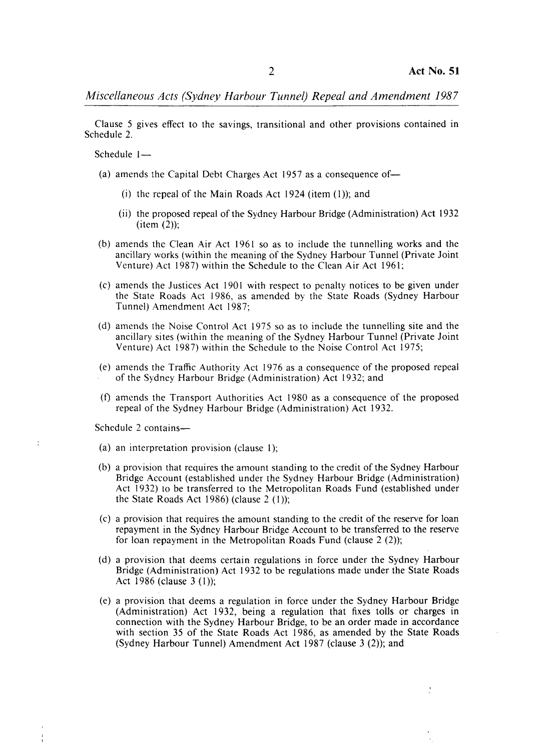Clause 5 gives effect to the savings, transitional and other provisions contained in Schedule 2.

Schedule 1—

(a) amends the Capital Debt Charges Act 1957 as a consequence of—

  (i) the repeal of the Main Roads Act 1924 (item (1)); and

  (ii) the proposed repeal of the Sydney Harbour Bridge (Administration) Act 1932 (item (2));

(b) amends the Clean Air Act 1961 so as to include the tunnelling works and the ancillary works (within the meaning of the Sydney Harbour Tunnel (Private Joint Venture) Act 1987) within the Schedule to the Clean Air Act 1961;

(c) amends the Justices Act 1901 with respect to penalty notices to be given under the State Roads Act 1986, as amended by the State Roads (Sydney Harbour Tunnel) Amendment Act 1987;

(d) amends the Noise Control Act 1975 so as to include the tunnelling site and the ancillary sites (within the meaning of the Sydney Harbour Tunnel (Private Joint Venture) Act 1987) within the Schedule to the Noise Control Act 1975;

(e) amends the Traffic Authority Act 1976 as a consequence of the proposed repeal of the Sydney Harbour Bridge (Administration) Act 1932; and

(f) amends the Transport Authorities Act 1980 as a consequence of the proposed repeal of the Sydney Harbour Bridge (Administration) Act 1932.

Schedule 2 contains—

(a) an interpretation provision (clause 1);

(b) a provision that requires the amount standing to the credit of the Sydney Harbour Bridge Account (established under the Sydney Harbour Bridge (Administration) Act 1932) to be transferred to the Metropolitan Roads Fund (established under the State Roads Act 1986) (clause 2 (1));

(c) a provision that requires the amount standing to the credit of the reserve for loan repayment in the Sydney Harbour Bridge Account to be transferred to the reserve for loan repayment in the Metropolitan Roads Fund (clause 2 (2));

(d) a provision that deems certain regulations in force under the Sydney Harbour Bridge (Administration) Act 1932 to be regulations made under the State Roads Act 1986 (clause 3 (1));

(e) a provision that deems a regulation in force under the Sydney Harbour Bridge (Administration) Act 1932, being a regulation that fixes tolls or charges in connection with the Sydney Harbour Bridge, to be an order made in accordance with section 35 of the State Roads Act 1986, as amended by the State Roads (Sydney Harbour Tunnel) Amendment Act 1987 (clause 3 (2)); and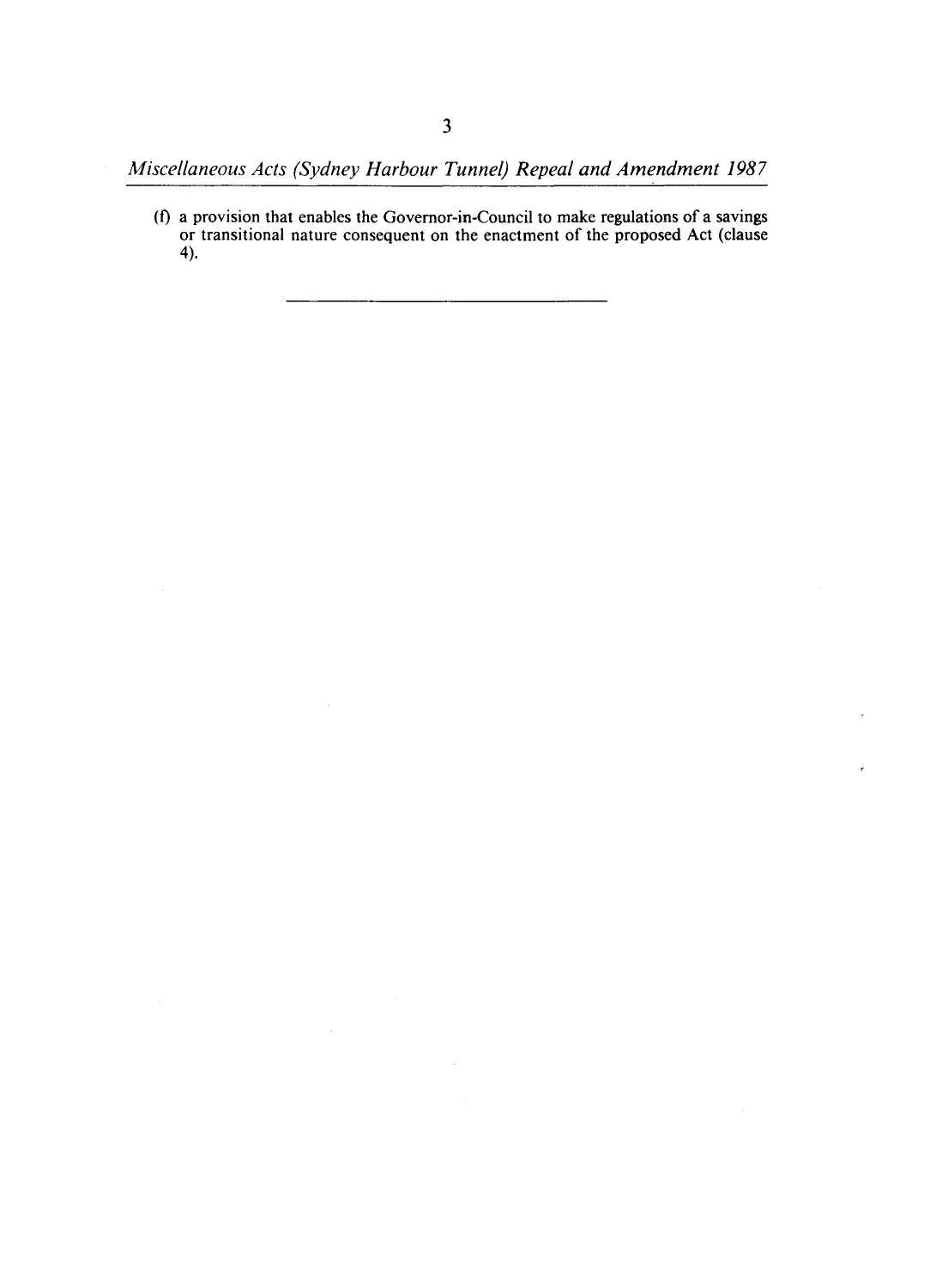(f) a provision that enables the Governor-in-Council to make regulations of a savings or transitional nature consequent on the enactment of the proposed Act (clause 4).

---